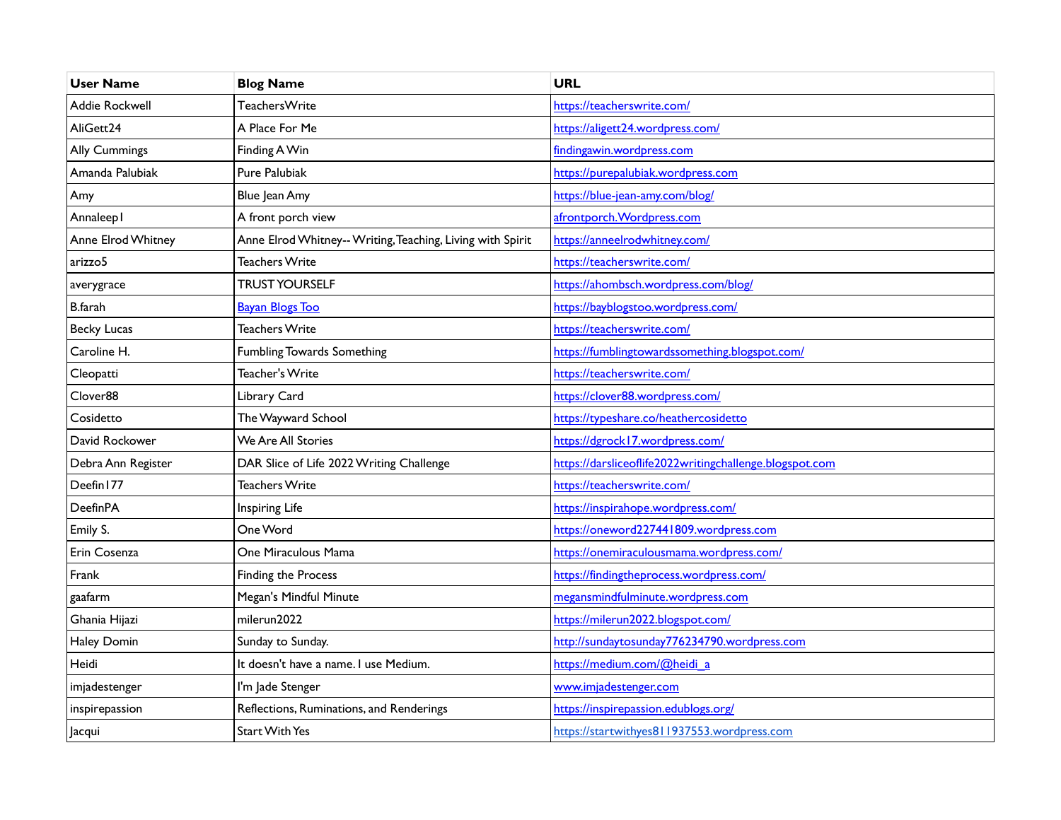| User Name | Blog Name | URL |
| --- | --- | --- |
| Addie Rockwell | TeachersWrite | https://teacherswrite.com/ |
| AliGett24 | A Place For Me | https://aligett24.wordpress.com/ |
| Ally Cummings | Finding A Win | findingawin.wordpress.com |
| Amanda Palubiak | Pure Palubiak | https://purepalubiak.wordpress.com |
| Amy | Blue Jean Amy | https://blue-jean-amy.com/blog/ |
| Annaleep1 | A front porch view | afrontporch.Wordpress.com |
| Anne Elrod Whitney | Anne Elrod Whitney-- Writing, Teaching, Living with Spirit | https://anneelrodwhitney.com/ |
| arizzo5 | Teachers Write | https://teacherswrite.com/ |
| averygrace | TRUST YOURSELF | https://ahombsch.wordpress.com/blog/ |
| B.farah | Bayan Blogs Too | https://bayblogstoo.wordpress.com/ |
| Becky Lucas | Teachers Write | https://teacherswrite.com/ |
| Caroline H. | Fumbling Towards Something | https://fumblingtowardssomething.blogspot.com/ |
| Cleopatti | Teacher's Write | https://teacherswrite.com/ |
| Clover88 | Library Card | https://clover88.wordpress.com/ |
| Cosidetto | The Wayward School | https://typeshare.co/heathercosidetto |
| David Rockower | We Are All Stories | https://dgrock17.wordpress.com/ |
| Debra Ann Register | DAR Slice of Life 2022 Writing Challenge | https://darsliceoflife2022writingchallenge.blogspot.com |
| Deefin177 | Teachers Write | https://teacherswrite.com/ |
| DeefinPA | Inspiring Life | https://inspirahope.wordpress.com/ |
| Emily S. | One Word | https://oneword227441809.wordpress.com |
| Erin Cosenza | One Miraculous Mama | https://onemiraculousmama.wordpress.com/ |
| Frank | Finding the Process | https://findingtheprocess.wordpress.com/ |
| gaafarm | Megan's Mindful Minute | megansmindfulminute.wordpress.com |
| Ghania Hijazi | milerun2022 | https://milerun2022.blogspot.com/ |
| Haley Domin | Sunday to Sunday. | http://sundaytosunday776234790.wordpress.com |
| Heidi | It doesn't have a name. I use Medium. | https://medium.com/@heidi_a |
| imjadestenger | I'm Jade Stenger | www.imjadestenger.com |
| inspirepassion | Reflections, Ruminations, and Renderings | https://inspirepassion.edublogs.org/ |
| Jacqui | Start With Yes | https://startwithyes811937553.wordpress.com |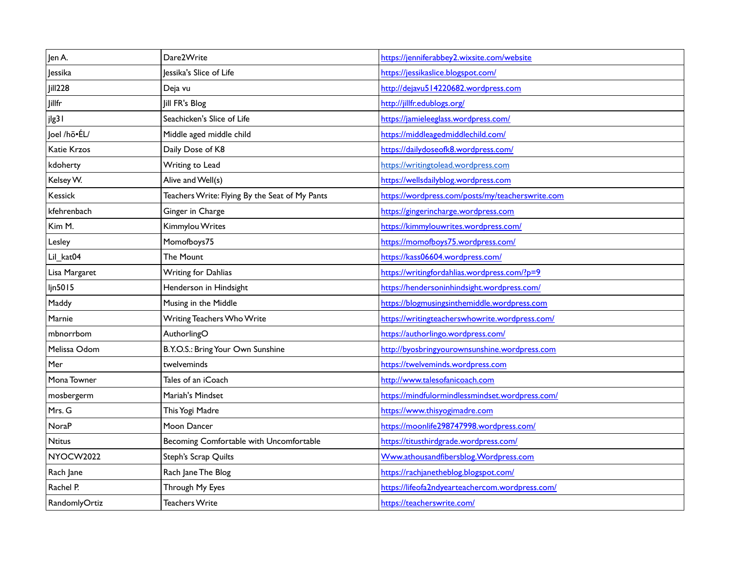| Jen A. | Dare2Write | https://jenniferabbey2.wixsite.com/website |
|---|---|---|
| Jessika | Jessika's Slice of Life | https://jessikaslice.blogspot.com/ |
| Jill228 | Deja vu | http://dejavu514220682.wordpress.com |
| Jillfr | Jill FR's Blog | http://jillfr.edublogs.org/ |
| jlg31 | Seachicken's Slice of Life | https://jamieleeglass.wordpress.com/ |
| Joel /hō•ÉL/ | Middle aged middle child | https://middleagedmiddlechild.com/ |
| Katie Krzos | Daily Dose of K8 | https://dailydoseofk8.wordpress.com/ |
| kdoherty | Writing to Lead | https://writingtolead.wordpress.com |
| Kelsey W. | Alive and Well(s) | https://wellsdailyblog.wordpress.com |
| Kessick | Teachers Write: Flying By the Seat of My Pants | https://wordpress.com/posts/my/teacherswrite.com |
| kfehrenbach | Ginger in Charge | https://gingerincharge.wordpress.com |
| Kim M. | Kimmylou Writes | https://kimmylouwrites.wordpress.com/ |
| Lesley | Momofboys75 | https://momofboys75.wordpress.com/ |
| Lil_kat04 | The Mount | https://kass06604.wordpress.com/ |
| Lisa Margaret | Writing for Dahlias | https://writingfordahlias.wordpress.com/?p=9 |
| ljn5015 | Henderson in Hindsight | https://hendersoninhindsight.wordpress.com/ |
| Maddy | Musing in the Middle | https://blogmusingsinthemiddle.wordpress.com |
| Marnie | Writing Teachers Who Write | https://writingteacherswhowrite.wordpress.com/ |
| mbnorrbom | AuthorlingO | https://authorlingo.wordpress.com/ |
| Melissa Odom | B.Y.O.S.: Bring Your Own Sunshine | http://byosbringyourownsunshine.wordpress.com |
| Mer | twelveminds | https://twelveminds.wordpress.com |
| Mona Towner | Tales of an iCoach | http://www.talesofanicoach.com |
| mosbergerm | Mariah's Mindset | https://mindfulormindlessmindset.wordpress.com/ |
| Mrs. G | This Yogi Madre | https://www.thisyogimadre.com |
| NoraP | Moon Dancer | https://moonlife298747998.wordpress.com/ |
| Ntitus | Becoming Comfortable with Uncomfortable | https://titusthirdgrade.wordpress.com/ |
| NYOCW2022 | Steph's Scrap Quilts | Www.athousandfibersblog.Wordpress.com |
| Rach Jane | Rach Jane The Blog | https://rachjanetheblog.blogspot.com/ |
| Rachel P. | Through My Eyes | https://lifeofa2ndyearteachercom.wordpress.com/ |
| RandomlyOrtiz | Teachers Write | https://teacherswrite.com/ |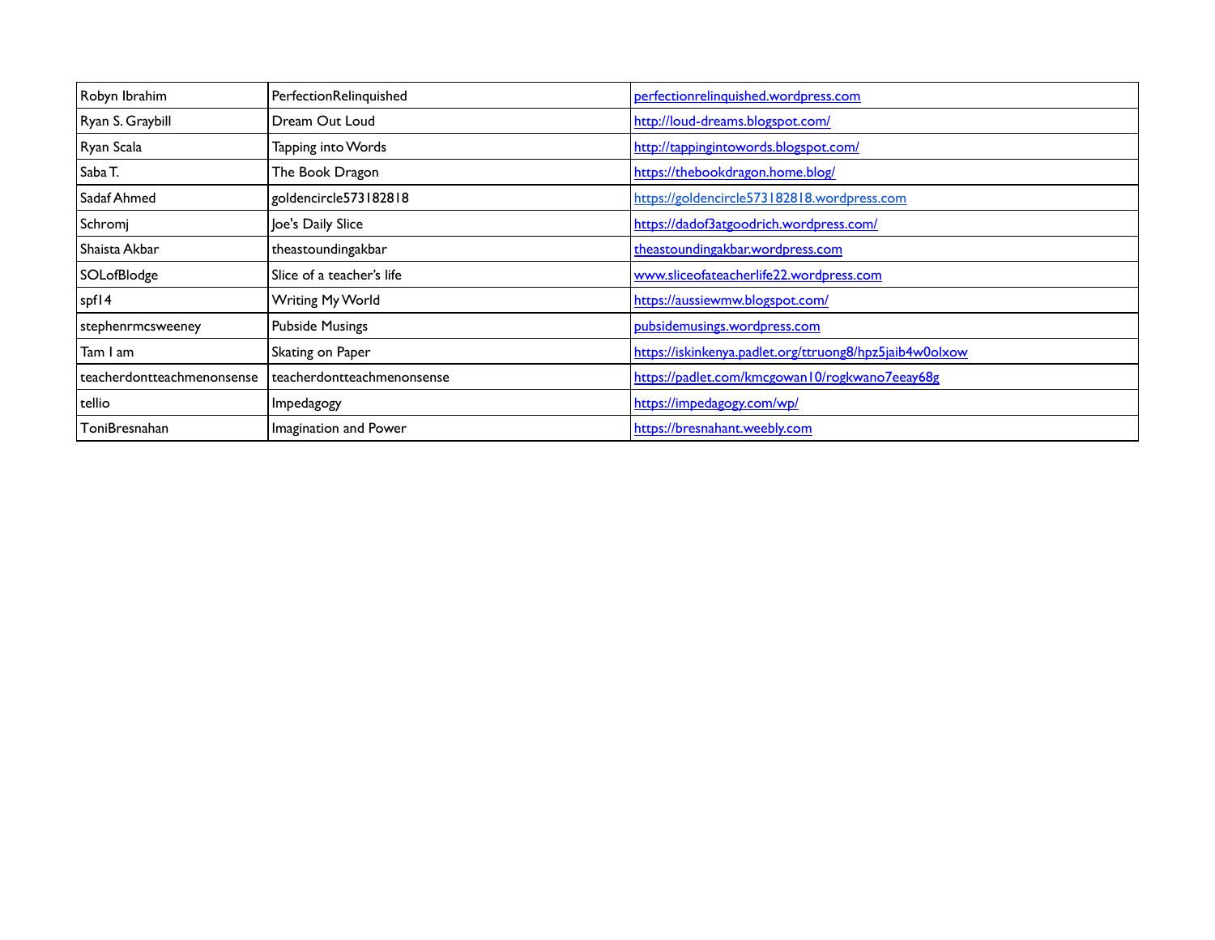| | | |
|---|---|---|
| Robyn Ibrahim | PerfectionRelinquished | perfectionrelinquished.wordpress.com |
| Ryan S. Graybill | Dream Out Loud | http://loud-dreams.blogspot.com/ |
| Ryan Scala | Tapping into Words | http://tappingintowords.blogspot.com/ |
| Saba T. | The Book Dragon | https://thebookdragon.home.blog/ |
| Sadaf Ahmed | goldencircle573182818 | https://goldencircle573182818.wordpress.com |
| Schromj | Joe's Daily Slice | https://dadof3atgoodrich.wordpress.com/ |
| Shaista Akbar | theastoundingakbar | theastoundingakbar.wordpress.com |
| SOLofBlodge | Slice of a teacher's life | www.sliceofateacherlife22.wordpress.com |
| spf14 | Writing My World | https://aussiewmw.blogspot.com/ |
| stephenrmcsweeney | Pubside Musings | pubsidemusings.wordpress.com |
| Tam I am | Skating on Paper | https://iskinkenya.padlet.org/ttruong8/hpz5jaib4w0olxow |
| teacherdontteachmenonsense | teacherdontteachmenonsense | https://padlet.com/kmcgowan10/rogkwano7eeay68g |
| tellio | Impedagogy | https://impedagogy.com/wp/ |
| ToniBresnahan | Imagination and Power | https://bresnahant.weebly.com |